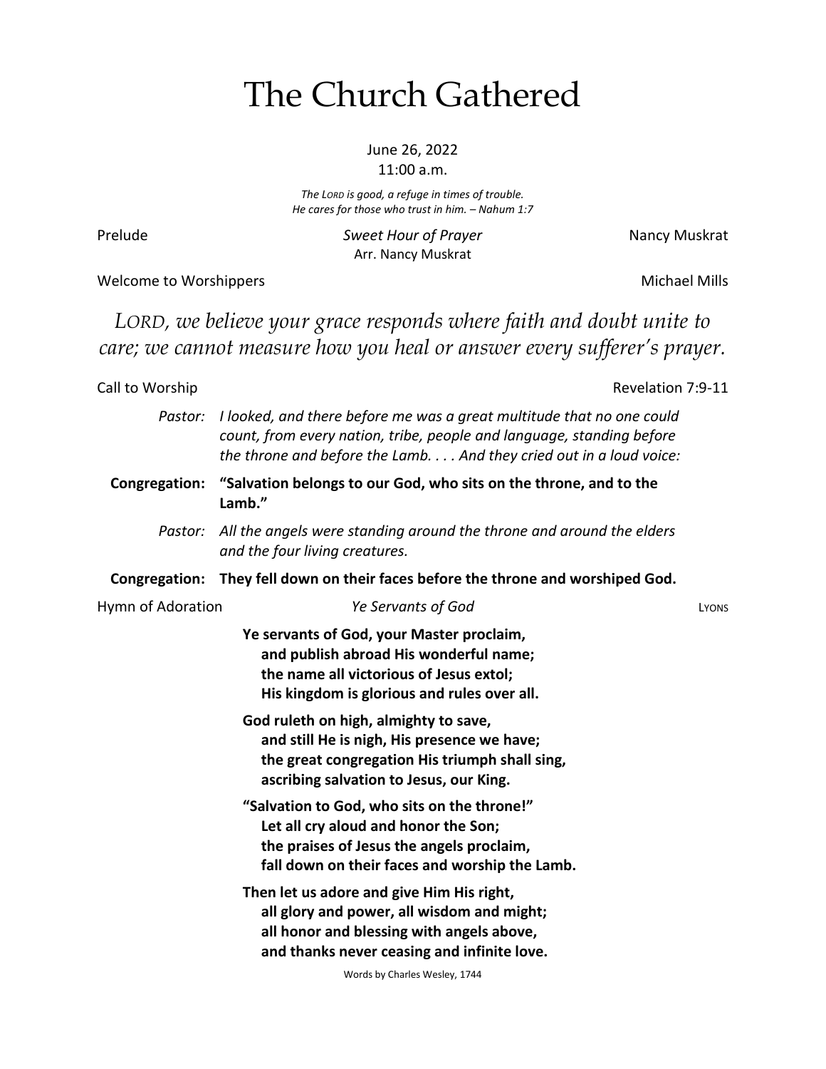# The Church Gathered

June 26, 2022
11:00 a.m.

*The LORD is good, a refuge in times of trouble.*
*He cares for those who trust in him. – Nahum 1:7*

Prelude — *Sweet Hour of Prayer* — Nancy Muskrat
Arr. Nancy Muskrat

Welcome to Worshippers — Michael Mills

*LORD, we believe your grace responds where faith and doubt unite to care; we cannot measure how you heal or answer every sufferer's prayer.*

Call to Worship — Revelation 7:9-11

*Pastor:* *I looked, and there before me was a great multitude that no one could count, from every nation, tribe, people and language, standing before the throne and before the Lamb. . . . And they cried out in a loud voice:*

**Congregation:** **"Salvation belongs to our God, who sits on the throne, and to the Lamb."**

*Pastor:* *All the angels were standing around the throne and around the elders and the four living creatures.*

**Congregation:** **They fell down on their faces before the throne and worshiped God.**

Hymn of Adoration — *Ye Servants of God* — LYONS

**Ye servants of God, your Master proclaim,**
**and publish abroad His wonderful name;**
**the name all victorious of Jesus extol;**
**His kingdom is glorious and rules over all.**

**God ruleth on high, almighty to save,**
**and still He is nigh, His presence we have;**
**the great congregation His triumph shall sing,**
**ascribing salvation to Jesus, our King.**

**"Salvation to God, who sits on the throne!"**
**Let all cry aloud and honor the Son;**
**the praises of Jesus the angels proclaim,**
**fall down on their faces and worship the Lamb.**

**Then let us adore and give Him His right,**
**all glory and power, all wisdom and might;**
**all honor and blessing with angels above,**
**and thanks never ceasing and infinite love.**

Words by Charles Wesley, 1744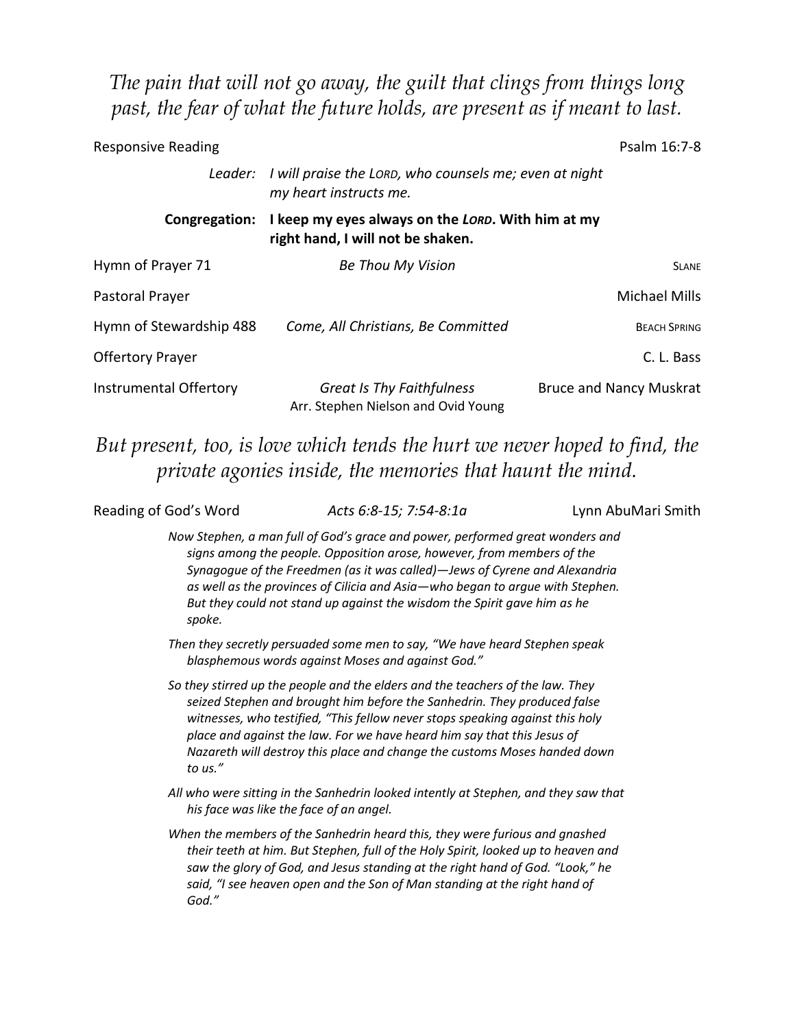*The pain that will not go away, the guilt that clings from things long past, the fear of what the future holds, are present as if meant to last.*

Responsive Reading Psalm 16:7-8

*Leader:* *I will praise the LORD, who counsels me; even at night my heart instructs me.*

**Congregation: I keep my eyes always on the *LORD*. With him at my right hand, I will not be shaken.**

Hymn of Prayer 71 *Be Thou My Vision* SLANE

Pastoral Prayer Michael Mills

Hymn of Stewardship 488 *Come, All Christians, Be Committed* BEACH SPRING

Offertory Prayer C. L. Bass

Instrumental Offertory *Great Is Thy Faithfulness* Bruce and Nancy Muskrat
Arr. Stephen Nielson and Ovid Young

*But present, too, is love which tends the hurt we never hoped to find, the private agonies inside, the memories that haunt the mind.*

Reading of God's Word *Acts 6:8-15; 7:54-8:1a* Lynn AbuMari Smith

*Now Stephen, a man full of God's grace and power, performed great wonders and signs among the people. Opposition arose, however, from members of the Synagogue of the Freedmen (as it was called)—Jews of Cyrene and Alexandria as well as the provinces of Cilicia and Asia—who began to argue with Stephen. But they could not stand up against the wisdom the Spirit gave him as he spoke.*

*Then they secretly persuaded some men to say, "We have heard Stephen speak blasphemous words against Moses and against God."*

*So they stirred up the people and the elders and the teachers of the law. They seized Stephen and brought him before the Sanhedrin. They produced false witnesses, who testified, "This fellow never stops speaking against this holy place and against the law. For we have heard him say that this Jesus of Nazareth will destroy this place and change the customs Moses handed down to us."*

*All who were sitting in the Sanhedrin looked intently at Stephen, and they saw that his face was like the face of an angel.*

*When the members of the Sanhedrin heard this, they were furious and gnashed their teeth at him. But Stephen, full of the Holy Spirit, looked up to heaven and saw the glory of God, and Jesus standing at the right hand of God. "Look," he said, "I see heaven open and the Son of Man standing at the right hand of God."*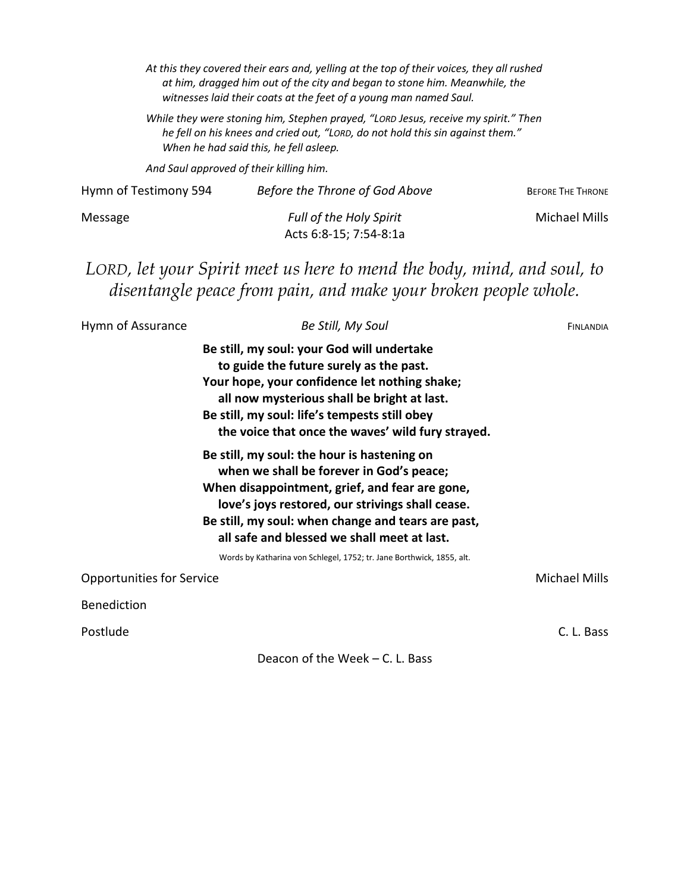*At this they covered their ears and, yelling at the top of their voices, they all rushed at him, dragged him out of the city and began to stone him. Meanwhile, the witnesses laid their coats at the feet of a young man named Saul.*

*While they were stoning him, Stephen prayed, "LORD Jesus, receive my spirit." Then he fell on his knees and cried out, "LORD, do not hold this sin against them." When he had said this, he fell asleep.*

*And Saul approved of their killing him.*

Hymn of Testimony 594 — *Before the Throne of God Above* — BEFORE THE THRONE

Message — *Full of the Holy Spirit* — Michael Mills
Acts 6:8-15; 7:54-8:1a

*LORD, let your Spirit meet us here to mend the body, mind, and soul, to disentangle peace from pain, and make your broken people whole.*

Hymn of Assurance — *Be Still, My Soul* — FINLANDIA

**Be still, my soul: your God will undertake**
**to guide the future surely as the past.**
**Your hope, your confidence let nothing shake;**
**all now mysterious shall be bright at last.**
**Be still, my soul: life's tempests still obey**
**the voice that once the waves' wild fury strayed.**

**Be still, my soul: the hour is hastening on**
**when we shall be forever in God's peace;**
**When disappointment, grief, and fear are gone,**
**love's joys restored, our strivings shall cease.**
**Be still, my soul: when change and tears are past,**
**all safe and blessed we shall meet at last.**

Words by Katharina von Schlegel, 1752; tr. Jane Borthwick, 1855, alt.

Opportunities for Service — Michael Mills

Benediction

Postlude — C. L. Bass

Deacon of the Week – C. L. Bass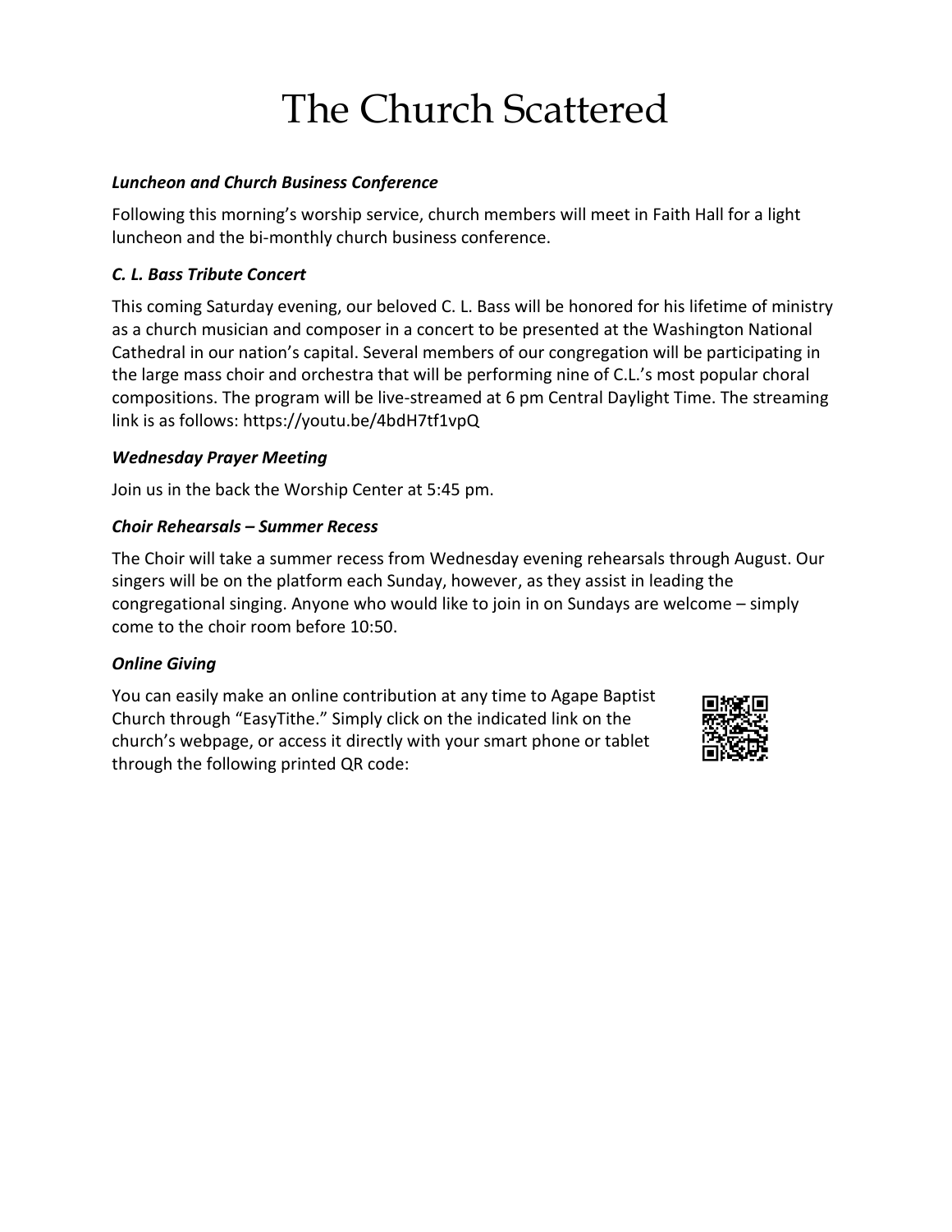# The Church Scattered

***Luncheon and Church Business Conference***

Following this morning's worship service, church members will meet in Faith Hall for a light luncheon and the bi-monthly church business conference.

***C. L. Bass Tribute Concert***

This coming Saturday evening, our beloved C. L. Bass will be honored for his lifetime of ministry as a church musician and composer in a concert to be presented at the Washington National Cathedral in our nation's capital. Several members of our congregation will be participating in the large mass choir and orchestra that will be performing nine of C.L.'s most popular choral compositions. The program will be live-streamed at 6 pm Central Daylight Time. The streaming link is as follows: https://youtu.be/4bdH7tf1vpQ

***Wednesday Prayer Meeting***

Join us in the back the Worship Center at 5:45 pm.

***Choir Rehearsals – Summer Recess***

The Choir will take a summer recess from Wednesday evening rehearsals through August. Our singers will be on the platform each Sunday, however, as they assist in leading the congregational singing. Anyone who would like to join in on Sundays are welcome – simply come to the choir room before 10:50.

***Online Giving***

You can easily make an online contribution at any time to Agape Baptist Church through "EasyTithe." Simply click on the indicated link on the church's webpage, or access it directly with your smart phone or tablet through the following printed QR code: